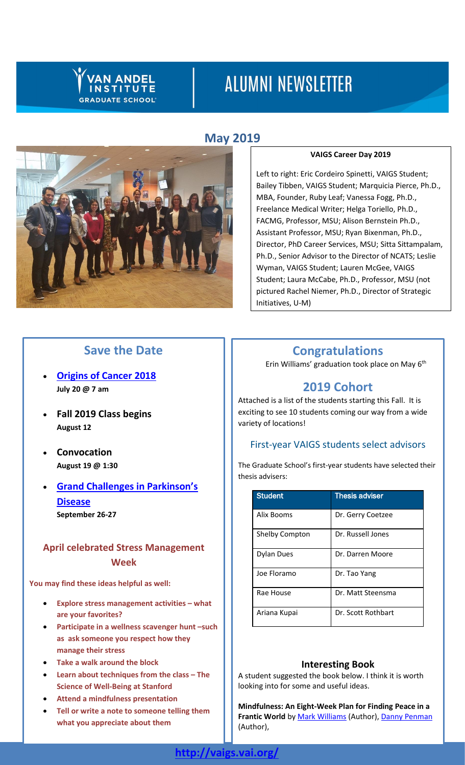# ALUMNI NEWSLETTER

## May 2019

**VAIGS Career Day 2019**

Left to right: Eric Cordeiro Spinetti, VAIGS Student; Bailey Tibben, VAIGS Student; Marquicia Pierce, Ph.D., MBA, Founder, Ruby Leaf; Vanessa Fogg, Ph.D., Freelance Medical Writer; Helga Toriello, Ph.D., FACMG, Professor, MSU; Alison Bernstein Ph.D., Assistant Professor, MSU; Ryan Bixenman, Ph.D., Director, PhD Career Services, MSU; Sitta Sittampalam, Ph.D., Senior Advisor to the Director of NCATS; Leslie Wyman, VAIGS Student; Lauren McGee, VAIGS Student; Laura McCabe, Ph.D., Professor, MSU (not pictured Rachel Niemer, Ph.D., Director of Strategic Initiatives, U-M)

## Save the Date

- **Origins of Cancer 2018**
  **July 20 @ 7 am**
- **Fall 2019 Class begins**
  **August 12**
- **Convocation**
  **August 19 @ 1:30**
- **Grand Challenges in Parkinson's Disease**
  **September 26-27**

### April celebrated Stress Management Week

**You may find these ideas helpful as well:**

- **Explore stress management activities – what are your favorites?**
- **Participate in a wellness scavenger hunt –such as ask someone you respect how they manage their stress**
- **Take a walk around the block**
- **Learn about techniques from the class – The Science of Well-Being at Stanford**
- **Attend a mindfulness presentation**
- **Tell or write a note to someone telling them what you appreciate about them**

## Congratulations

Erin Williams' graduation took place on May 6th

## 2019 Cohort

Attached is a list of the students starting this Fall. It is exciting to see 10 students coming our way from a wide variety of locations!

### First-year VAIGS students select advisors

The Graduate School's first-year students have selected their thesis advisers:

| Student | Thesis adviser |
| --- | --- |
| Alix Booms | Dr. Gerry Coetzee |
| Shelby Compton | Dr. Russell Jones |
| Dylan Dues | Dr. Darren Moore |
| Joe Floramo | Dr. Tao Yang |
| Rae House | Dr. Matt Steensma |
| Ariana Kupai | Dr. Scott Rothbart |

### Interesting Book

A student suggested the book below. I think it is worth looking into for some and useful ideas.

**Mindfulness: An Eight-Week Plan for Finding Peace in a Frantic World** by Mark Williams (Author), Danny Penman (Author),

**http://vaigs.vai.org/**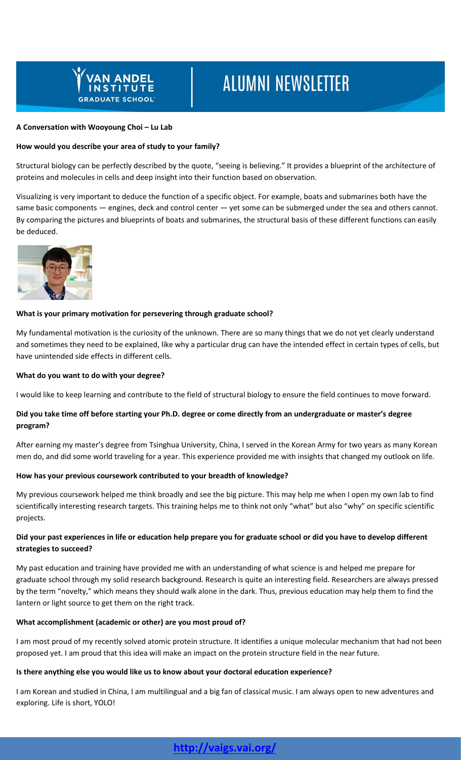# ALUMNI NEWSLETTER

**A Conversation with Wooyoung Choi – Lu Lab**

**How would you describe your area of study to your family?**

Structural biology can be perfectly described by the quote, "seeing is believing." It provides a blueprint of the architecture of proteins and molecules in cells and deep insight into their function based on observation.

Visualizing is very important to deduce the function of a specific object. For example, boats and submarines both have the same basic components — engines, deck and control center — yet some can be submerged under the sea and others cannot. By comparing the pictures and blueprints of boats and submarines, the structural basis of these different functions can easily be deduced.

**What is your primary motivation for persevering through graduate school?**

My fundamental motivation is the curiosity of the unknown. There are so many things that we do not yet clearly understand and sometimes they need to be explained, like why a particular drug can have the intended effect in certain types of cells, but have unintended side effects in different cells.

**What do you want to do with your degree?**

I would like to keep learning and contribute to the field of structural biology to ensure the field continues to move forward.

**Did you take time off before starting your Ph.D. degree or come directly from an undergraduate or master's degree program?**

After earning my master's degree from Tsinghua University, China, I served in the Korean Army for two years as many Korean men do, and did some world traveling for a year. This experience provided me with insights that changed my outlook on life.

**How has your previous coursework contributed to your breadth of knowledge?**

My previous coursework helped me think broadly and see the big picture. This may help me when I open my own lab to find scientifically interesting research targets. This training helps me to think not only "what" but also "why" on specific scientific projects.

**Did your past experiences in life or education help prepare you for graduate school or did you have to develop different strategies to succeed?**

My past education and training have provided me with an understanding of what science is and helped me prepare for graduate school through my solid research background. Research is quite an interesting field. Researchers are always pressed by the term "novelty," which means they should walk alone in the dark. Thus, previous education may help them to find the lantern or light source to get them on the right track.

**What accomplishment (academic or other) are you most proud of?**

I am most proud of my recently solved atomic protein structure. It identifies a unique molecular mechanism that had not been proposed yet. I am proud that this idea will make an impact on the protein structure field in the near future.

**Is there anything else you would like us to know about your doctoral education experience?**

I am Korean and studied in China, I am multilingual and a big fan of classical music. I am always open to new adventures and exploring. Life is short, YOLO!

**http://vaigs.vai.org/**